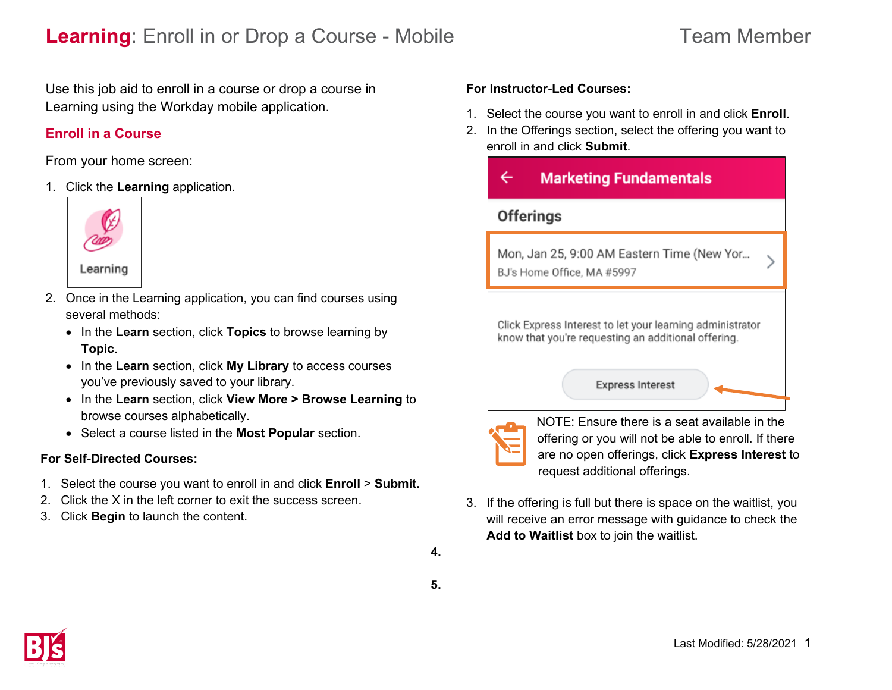# **Learning**: Enroll in or Drop a Course - Mobile

Team Member

Use this job aid to enroll in a course or drop a course in Learning using the Workday mobile application.

## Enroll in a Course

From your home screen:

1. Click the **Learning** application.

2. Once in the Learning application, you can find courses using several methods:
   - In the **Learn** section, click **Topics** to browse learning by **Topic**.
   - In the **Learn** section, click **My Library** to access courses you've previously saved to your library.
   - In the **Learn** section, click **View More > Browse Learning** to browse courses alphabetically.
   - Select a course listed in the **Most Popular** section.

### For Self-Directed Courses:

1. Select the course you want to enroll in and click **Enroll** > **Submit.**
2. Click the X in the left corner to exit the success screen.
3. Click **Begin** to launch the content.

### For Instructor-Led Courses:

1. Select the course you want to enroll in and click **Enroll**.
2. In the Offerings section, select the offering you want to enroll in and click **Submit**.

NOTE: Ensure there is a seat available in the offering or you will not be able to enroll. If there are no open offerings, click **Express Interest** to request additional offerings.

3. If the offering is full but there is space on the waitlist, you will receive an error message with guidance to check the **Add to Waitlist** box to join the waitlist.

**4.**

**5.**

Last Modified: 5/28/2021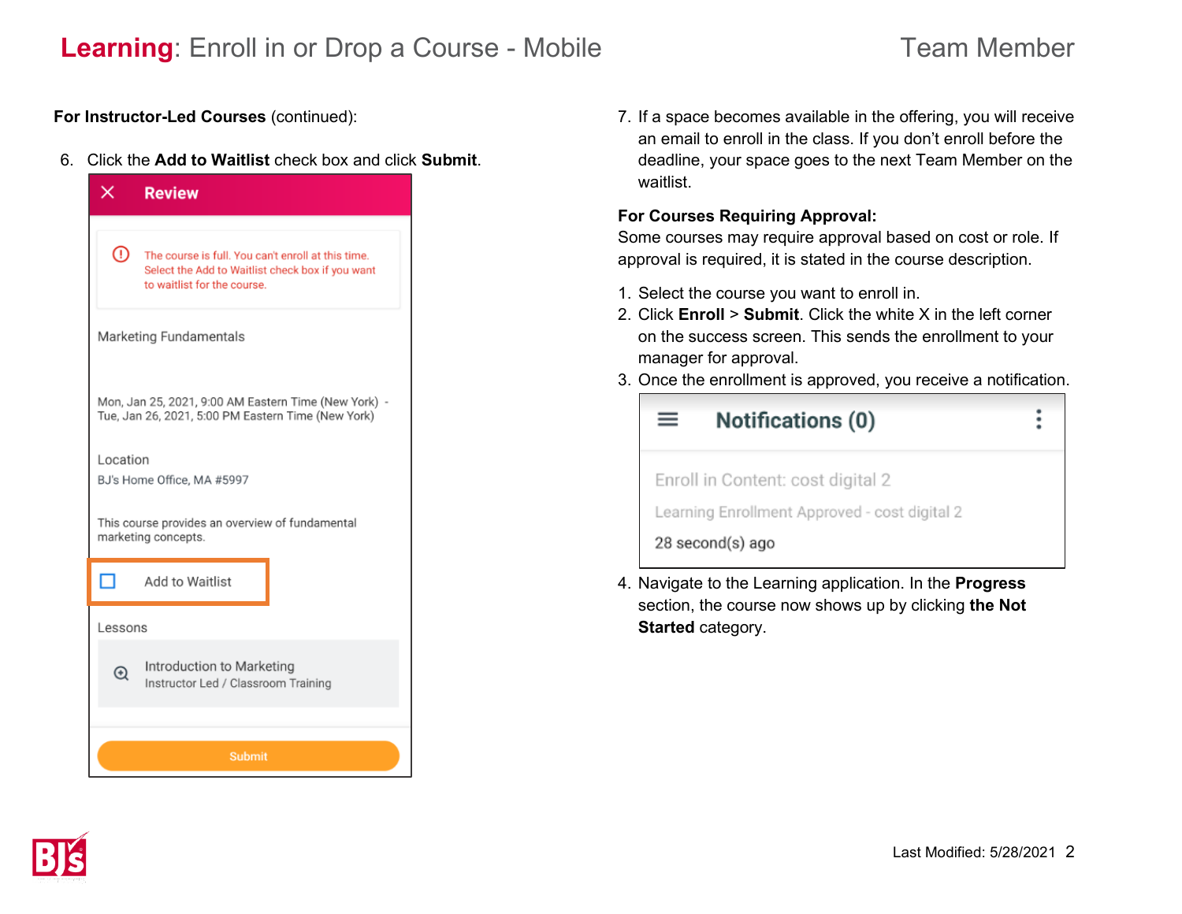**For Instructor-Led Courses** (continued):

6. Click the **Add to Waitlist** check box and click **Submit**.

7. If a space becomes available in the offering, you will receive an email to enroll in the class. If you don't enroll before the deadline, your space goes to the next Team Member on the waitlist.

**For Courses Requiring Approval:**
Some courses may require approval based on cost or role. If approval is required, it is stated in the course description.

1. Select the course you want to enroll in.
2. Click **Enroll** > **Submit**. Click the white X in the left corner on the success screen. This sends the enrollment to your manager for approval.
3. Once the enrollment is approved, you receive a notification.
4. Navigate to the Learning application. In the **Progress** section, the course now shows up by clicking **the Not Started** category.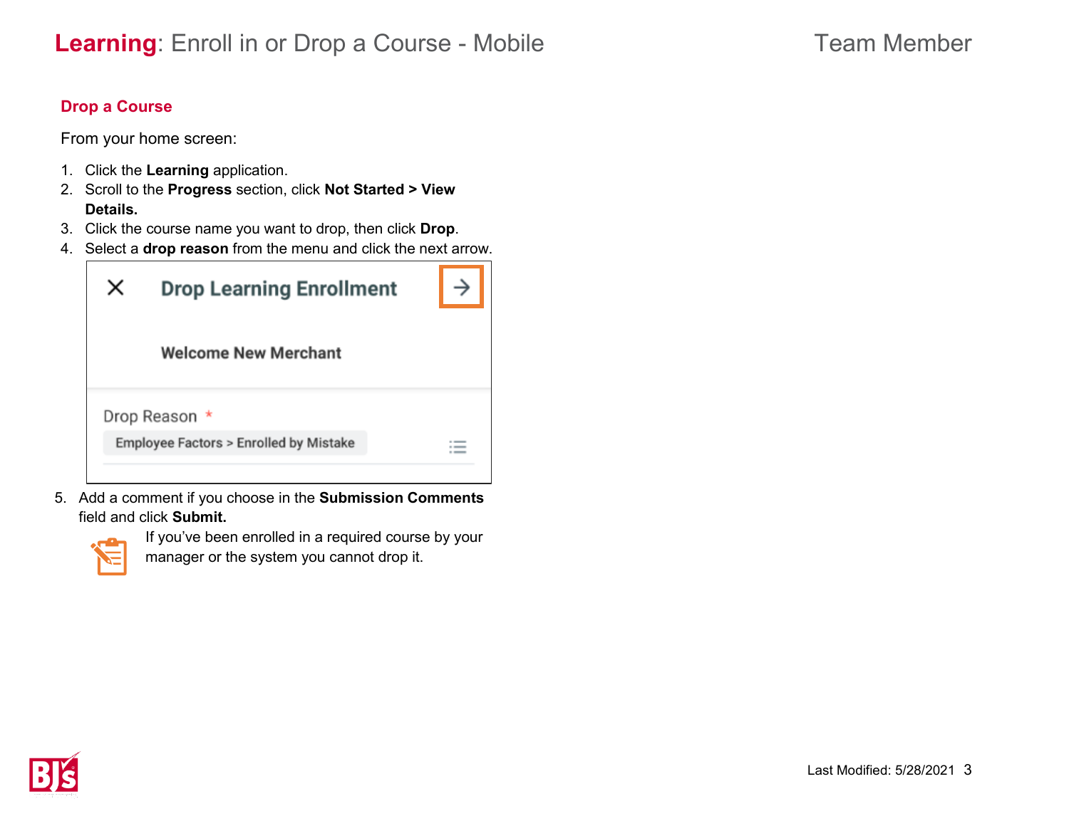## Drop a Course

From your home screen:

1. Click the **Learning** application.
2. Scroll to the **Progress** section, click **Not Started > View Details.**
3. Click the course name you want to drop, then click **Drop**.
4. Select a **drop reason** from the menu and click the next arrow.

Drop Learning Enrollment

Welcome New Merchant

Drop Reason *

Employee Factors > Enrolled by Mistake

5. Add a comment if you choose in the **Submission Comments** field and click **Submit.**

If you've been enrolled in a required course by your manager or the system you cannot drop it.